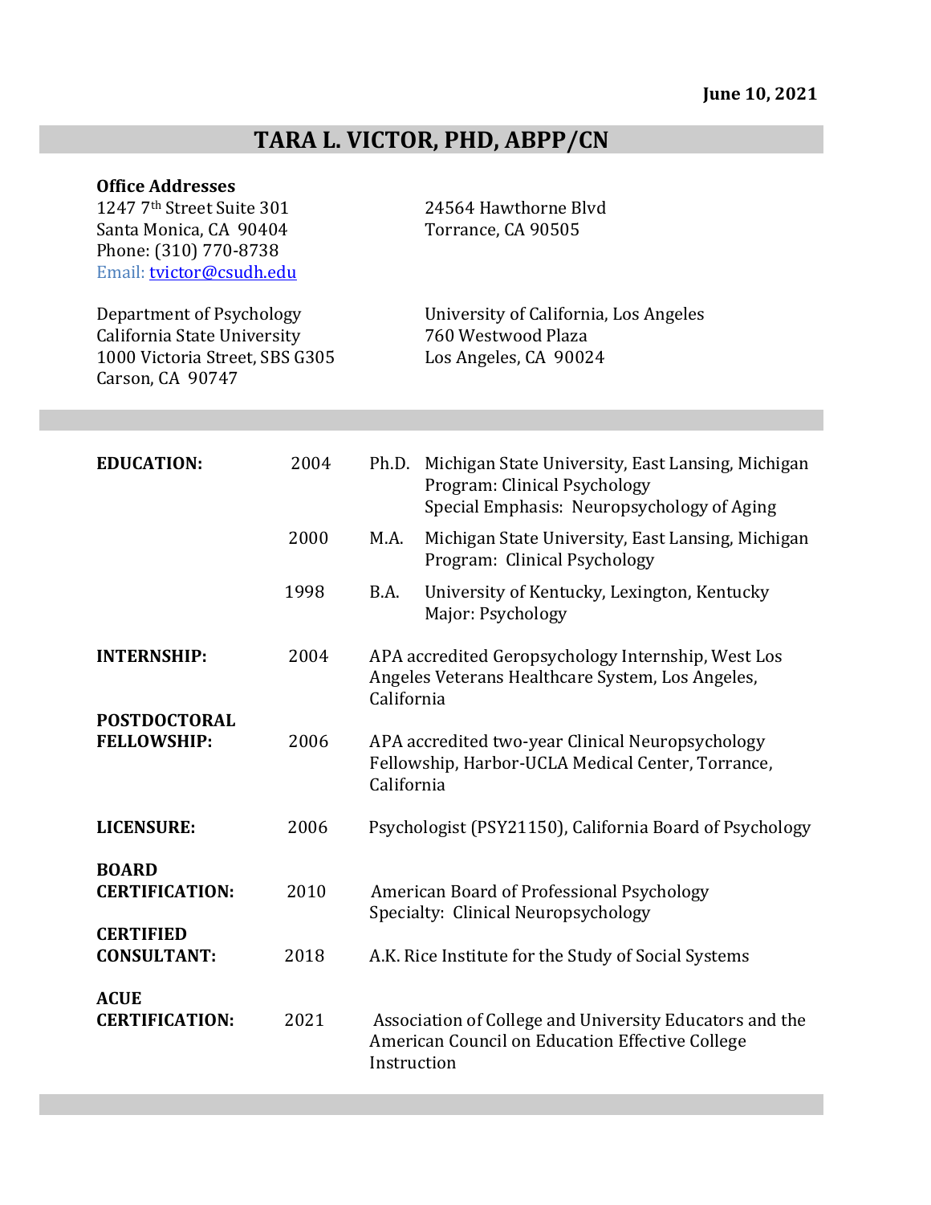**June 10, 2021**

# TARA L. VICTOR, PHD, ABPP/CN

**Office Addresses**

1247 7th Street Suite 301
Santa Monica, CA 90404
Phone: (310) 770-8738
Email: tvictor@csudh.edu

24564 Hawthorne Blvd
Torrance, CA 90505

Department of Psychology
California State University
1000 Victoria Street, SBS G305
Carson, CA 90747

University of California, Los Angeles
760 Westwood Plaza
Los Angeles, CA 90024

| | | |
|---|---|---|
| **EDUCATION:** | 2004 | Ph.D. Michigan State University, East Lansing, Michigan<br>Program: Clinical Psychology<br>Special Emphasis: Neuropsychology of Aging |
| | 2000 | M.A. Michigan State University, East Lansing, Michigan<br>Program: Clinical Psychology |
| | 1998 | B.A. University of Kentucky, Lexington, Kentucky<br>Major: Psychology |
| **INTERNSHIP:** | 2004 | APA accredited Geropsychology Internship, West Los Angeles Veterans Healthcare System, Los Angeles, California |
| **POSTDOCTORAL FELLOWSHIP:** | 2006 | APA accredited two-year Clinical Neuropsychology Fellowship, Harbor-UCLA Medical Center, Torrance, California |
| **LICENSURE:** | 2006 | Psychologist (PSY21150), California Board of Psychology |
| **BOARD CERTIFICATION:** | 2010 | American Board of Professional Psychology<br>Specialty: Clinical Neuropsychology |
| **CERTIFIED CONSULTANT:** | 2018 | A.K. Rice Institute for the Study of Social Systems |
| **ACUE CERTIFICATION:** | 2021 | Association of College and University Educators and the American Council on Education Effective College Instruction |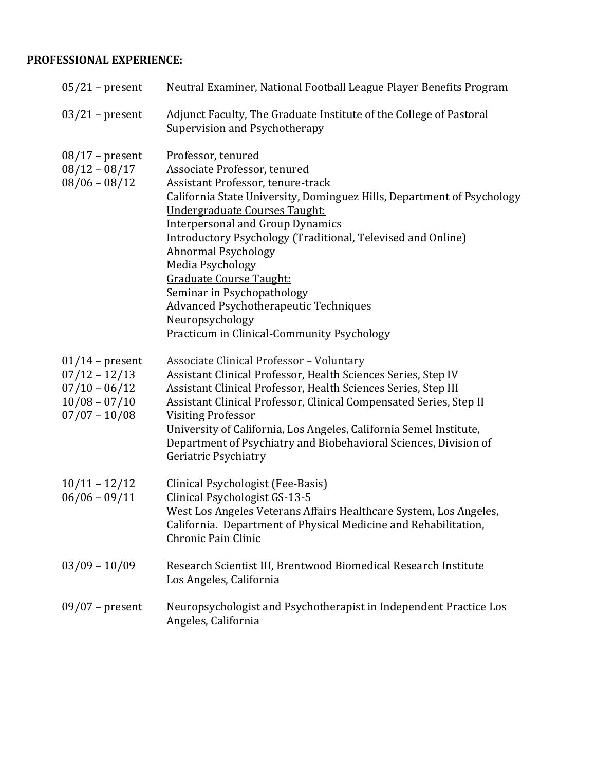**PROFESSIONAL EXPERIENCE:**

05/21 – present Neutral Examiner, National Football League Player Benefits Program

03/21 – present Adjunct Faculty, The Graduate Institute of the College of Pastoral Supervision and Psychotherapy

08/17 – present Professor, tenured
08/12 – 08/17 Associate Professor, tenured
08/06 – 08/12 Assistant Professor, tenure-track
California State University, Dominguez Hills, Department of Psychology
<u>Undergraduate Courses Taught:</u>
Interpersonal and Group Dynamics
Introductory Psychology (Traditional, Televised and Online)
Abnormal Psychology
Media Psychology
<u>Graduate Course Taught:</u>
Seminar in Psychopathology
Advanced Psychotherapeutic Techniques
Neuropsychology
Practicum in Clinical-Community Psychology

01/14 – present Associate Clinical Professor – Voluntary
07/12 – 12/13 Assistant Clinical Professor, Health Sciences Series, Step IV
07/10 – 06/12 Assistant Clinical Professor, Health Sciences Series, Step III
10/08 – 07/10 Assistant Clinical Professor, Clinical Compensated Series, Step II
07/07 – 10/08 Visiting Professor
University of California, Los Angeles, California Semel Institute, Department of Psychiatry and Biobehavioral Sciences, Division of Geriatric Psychiatry

10/11 – 12/12 Clinical Psychologist (Fee-Basis)
06/06 – 09/11 Clinical Psychologist GS-13-5
West Los Angeles Veterans Affairs Healthcare System, Los Angeles, California. Department of Physical Medicine and Rehabilitation, Chronic Pain Clinic

03/09 – 10/09 Research Scientist III, Brentwood Biomedical Research Institute
Los Angeles, California

09/07 – present Neuropsychologist and Psychotherapist in Independent Practice Los Angeles, California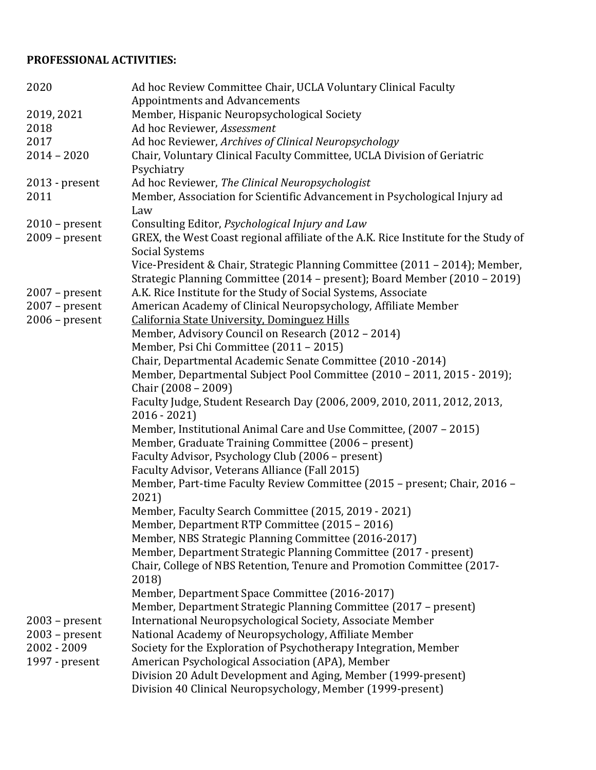**PROFESSIONAL ACTIVITIES:**

| | |
|---|---|
| 2020 | Ad hoc Review Committee Chair, UCLA Voluntary Clinical Faculty Appointments and Advancements |
| 2019, 2021 | Member, Hispanic Neuropsychological Society |
| 2018 | Ad hoc Reviewer, *Assessment* |
| 2017 | Ad hoc Reviewer, *Archives of Clinical Neuropsychology* |
| 2014 – 2020 | Chair, Voluntary Clinical Faculty Committee, UCLA Division of Geriatric Psychiatry |
| 2013 - present | Ad hoc Reviewer, *The Clinical Neuropsychologist* |
| 2011 | Member, Association for Scientific Advancement in Psychological Injury ad Law |
| 2010 – present | Consulting Editor, *Psychological Injury and Law* |
| 2009 – present | GREX, the West Coast regional affiliate of the A.K. Rice Institute for the Study of Social Systems<br>Vice-President & Chair, Strategic Planning Committee (2011 – 2014); Member, Strategic Planning Committee (2014 – present); Board Member (2010 – 2019) |
| 2007 – present | A.K. Rice Institute for the Study of Social Systems, Associate |
| 2007 – present | American Academy of Clinical Neuropsychology, Affiliate Member |
| 2006 – present | <u>California State University, Dominguez Hills</u><br>Member, Advisory Council on Research (2012 – 2014)<br>Member, Psi Chi Committee (2011 – 2015)<br>Chair, Departmental Academic Senate Committee (2010 -2014)<br>Member, Departmental Subject Pool Committee (2010 – 2011, 2015 - 2019); Chair (2008 – 2009)<br>Faculty Judge, Student Research Day (2006, 2009, 2010, 2011, 2012, 2013, 2016 - 2021)<br>Member, Institutional Animal Care and Use Committee, (2007 – 2015)<br>Member, Graduate Training Committee (2006 – present)<br>Faculty Advisor, Psychology Club (2006 – present)<br>Faculty Advisor, Veterans Alliance (Fall 2015)<br>Member, Part-time Faculty Review Committee (2015 – present; Chair, 2016 – 2021)<br>Member, Faculty Search Committee (2015, 2019 - 2021)<br>Member, Department RTP Committee (2015 – 2016)<br>Member, NBS Strategic Planning Committee (2016-2017)<br>Member, Department Strategic Planning Committee (2017 - present)<br>Chair, College of NBS Retention, Tenure and Promotion Committee (2017-2018)<br>Member, Department Space Committee (2016-2017)<br>Member, Department Strategic Planning Committee (2017 – present) |
| 2003 – present | International Neuropsychological Society, Associate Member |
| 2003 – present | National Academy of Neuropsychology, Affiliate Member |
| 2002 - 2009 | Society for the Exploration of Psychotherapy Integration, Member |
| 1997 - present | American Psychological Association (APA), Member<br>Division 20 Adult Development and Aging, Member (1999-present)<br>Division 40 Clinical Neuropsychology, Member (1999-present) |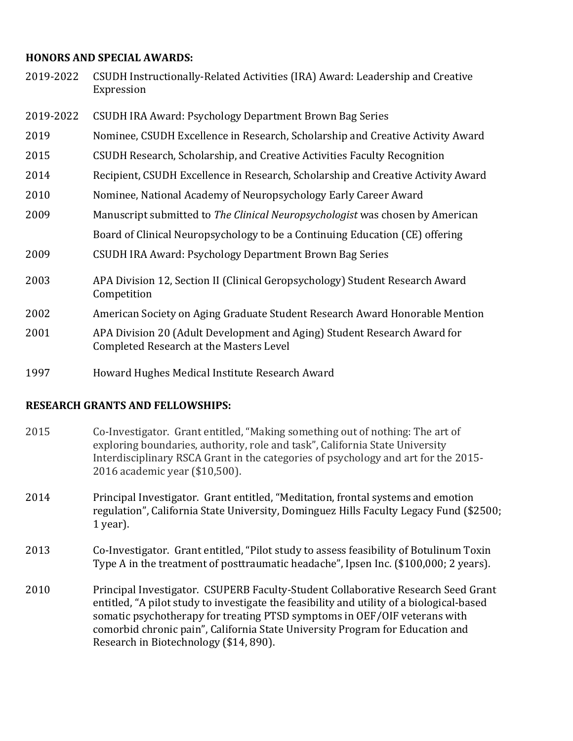**HONORS AND SPECIAL AWARDS:**

2019-2022 CSUDH Instructionally-Related Activities (IRA) Award: Leadership and Creative Expression

2019-2022 CSUDH IRA Award: Psychology Department Brown Bag Series

2019 Nominee, CSUDH Excellence in Research, Scholarship and Creative Activity Award

2015 CSUDH Research, Scholarship, and Creative Activities Faculty Recognition

2014 Recipient, CSUDH Excellence in Research, Scholarship and Creative Activity Award

2010 Nominee, National Academy of Neuropsychology Early Career Award

2009 Manuscript submitted to *The Clinical Neuropsychologist* was chosen by American Board of Clinical Neuropsychology to be a Continuing Education (CE) offering

2009 CSUDH IRA Award: Psychology Department Brown Bag Series

2003 APA Division 12, Section II (Clinical Geropsychology) Student Research Award Competition

2002 American Society on Aging Graduate Student Research Award Honorable Mention

2001 APA Division 20 (Adult Development and Aging) Student Research Award for Completed Research at the Masters Level

1997 Howard Hughes Medical Institute Research Award

**RESEARCH GRANTS AND FELLOWSHIPS:**

2015 Co-Investigator. Grant entitled, "Making something out of nothing: The art of exploring boundaries, authority, role and task", California State University Interdisciplinary RSCA Grant in the categories of psychology and art for the 2015-2016 academic year ($10,500).

2014 Principal Investigator. Grant entitled, "Meditation, frontal systems and emotion regulation", California State University, Dominguez Hills Faculty Legacy Fund ($2500; 1 year).

2013 Co-Investigator. Grant entitled, "Pilot study to assess feasibility of Botulinum Toxin Type A in the treatment of posttraumatic headache", Ipsen Inc. ($100,000; 2 years).

2010 Principal Investigator. CSUPERB Faculty-Student Collaborative Research Seed Grant entitled, "A pilot study to investigate the feasibility and utility of a biological-based somatic psychotherapy for treating PTSD symptoms in OEF/OIF veterans with comorbid chronic pain", California State University Program for Education and Research in Biotechnology ($14, 890).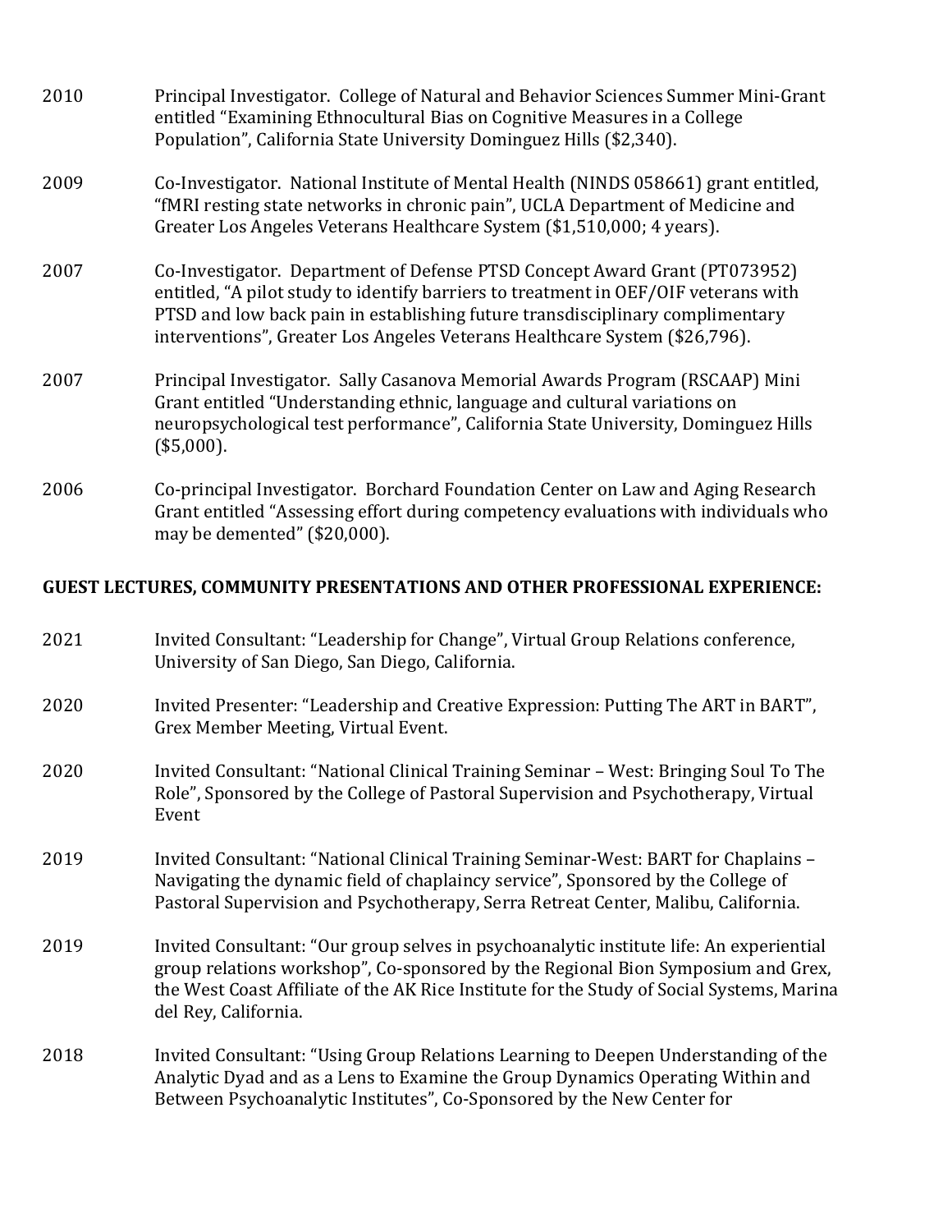2010 Principal Investigator. College of Natural and Behavior Sciences Summer Mini-Grant entitled "Examining Ethnocultural Bias on Cognitive Measures in a College Population", California State University Dominguez Hills ($2,340).

2009 Co-Investigator. National Institute of Mental Health (NINDS 058661) grant entitled, "fMRI resting state networks in chronic pain", UCLA Department of Medicine and Greater Los Angeles Veterans Healthcare System ($1,510,000; 4 years).

2007 Co-Investigator. Department of Defense PTSD Concept Award Grant (PT073952) entitled, "A pilot study to identify barriers to treatment in OEF/OIF veterans with PTSD and low back pain in establishing future transdisciplinary complimentary interventions", Greater Los Angeles Veterans Healthcare System ($26,796).

2007 Principal Investigator. Sally Casanova Memorial Awards Program (RSCAAP) Mini Grant entitled "Understanding ethnic, language and cultural variations on neuropsychological test performance", California State University, Dominguez Hills ($5,000).

2006 Co-principal Investigator. Borchard Foundation Center on Law and Aging Research Grant entitled "Assessing effort during competency evaluations with individuals who may be demented" ($20,000).

**GUEST LECTURES, COMMUNITY PRESENTATIONS AND OTHER PROFESSIONAL EXPERIENCE:**

2021 Invited Consultant: "Leadership for Change", Virtual Group Relations conference, University of San Diego, San Diego, California.

2020 Invited Presenter: "Leadership and Creative Expression: Putting The ART in BART", Grex Member Meeting, Virtual Event.

2020 Invited Consultant: "National Clinical Training Seminar – West: Bringing Soul To The Role", Sponsored by the College of Pastoral Supervision and Psychotherapy, Virtual Event

2019 Invited Consultant: "National Clinical Training Seminar-West: BART for Chaplains – Navigating the dynamic field of chaplaincy service", Sponsored by the College of Pastoral Supervision and Psychotherapy, Serra Retreat Center, Malibu, California.

2019 Invited Consultant: "Our group selves in psychoanalytic institute life: An experiential group relations workshop", Co-sponsored by the Regional Bion Symposium and Grex, the West Coast Affiliate of the AK Rice Institute for the Study of Social Systems, Marina del Rey, California.

2018 Invited Consultant: "Using Group Relations Learning to Deepen Understanding of the Analytic Dyad and as a Lens to Examine the Group Dynamics Operating Within and Between Psychoanalytic Institutes", Co-Sponsored by the New Center for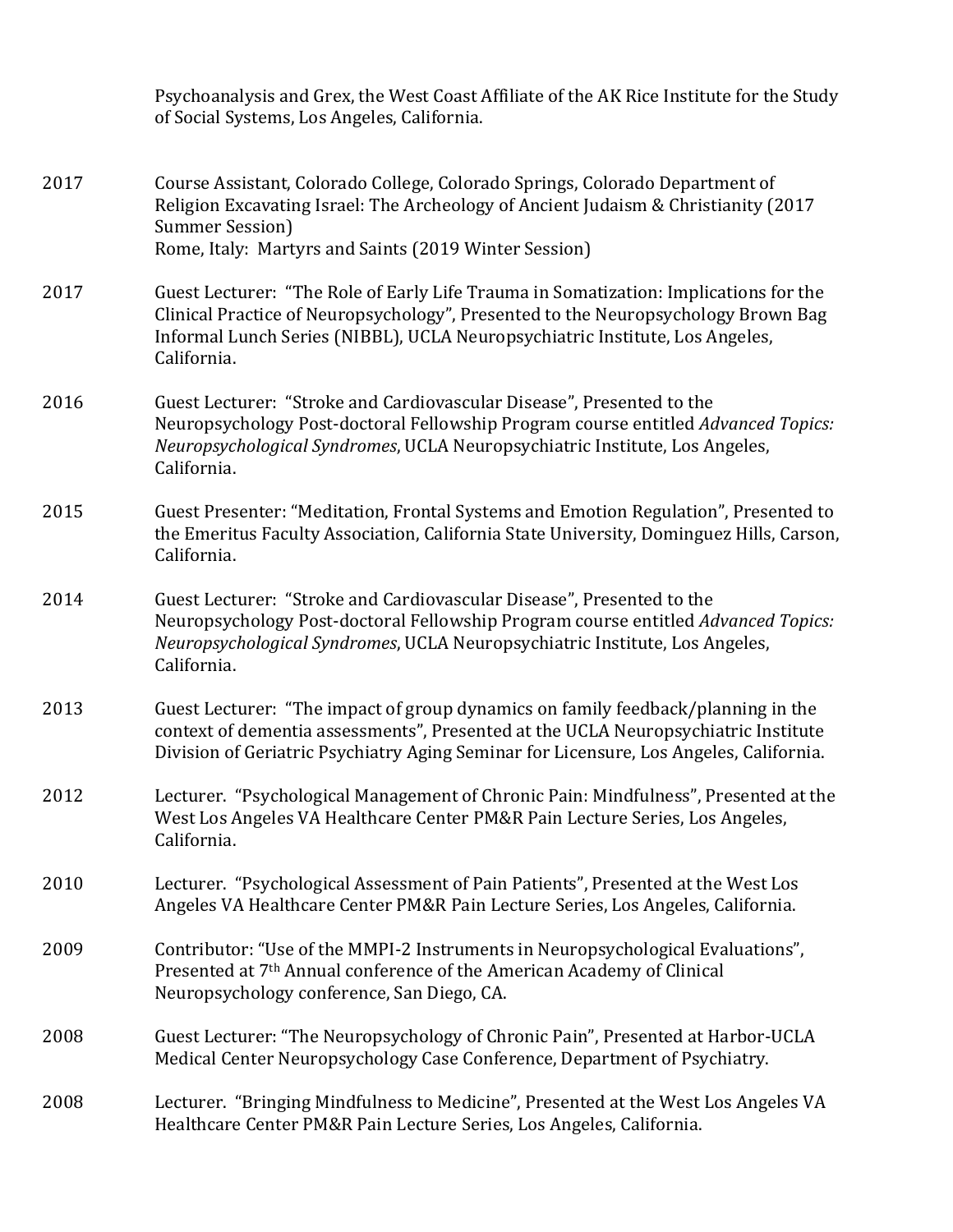Psychoanalysis and Grex, the West Coast Affiliate of the AK Rice Institute for the Study of Social Systems, Los Angeles, California.

2017 Course Assistant, Colorado College, Colorado Springs, Colorado Department of Religion Excavating Israel: The Archeology of Ancient Judaism & Christianity (2017 Summer Session)
Rome, Italy: Martyrs and Saints (2019 Winter Session)

2017 Guest Lecturer: "The Role of Early Life Trauma in Somatization: Implications for the Clinical Practice of Neuropsychology", Presented to the Neuropsychology Brown Bag Informal Lunch Series (NIBBL), UCLA Neuropsychiatric Institute, Los Angeles, California.

2016 Guest Lecturer: "Stroke and Cardiovascular Disease", Presented to the Neuropsychology Post-doctoral Fellowship Program course entitled *Advanced Topics: Neuropsychological Syndromes*, UCLA Neuropsychiatric Institute, Los Angeles, California.

2015 Guest Presenter: "Meditation, Frontal Systems and Emotion Regulation", Presented to the Emeritus Faculty Association, California State University, Dominguez Hills, Carson, California.

2014 Guest Lecturer: "Stroke and Cardiovascular Disease", Presented to the Neuropsychology Post-doctoral Fellowship Program course entitled *Advanced Topics: Neuropsychological Syndromes*, UCLA Neuropsychiatric Institute, Los Angeles, California.

2013 Guest Lecturer: "The impact of group dynamics on family feedback/planning in the context of dementia assessments", Presented at the UCLA Neuropsychiatric Institute Division of Geriatric Psychiatry Aging Seminar for Licensure, Los Angeles, California.

2012 Lecturer. "Psychological Management of Chronic Pain: Mindfulness", Presented at the West Los Angeles VA Healthcare Center PM&R Pain Lecture Series, Los Angeles, California.

2010 Lecturer. "Psychological Assessment of Pain Patients", Presented at the West Los Angeles VA Healthcare Center PM&R Pain Lecture Series, Los Angeles, California.

2009 Contributor: "Use of the MMPI-2 Instruments in Neuropsychological Evaluations", Presented at 7th Annual conference of the American Academy of Clinical Neuropsychology conference, San Diego, CA.

2008 Guest Lecturer: "The Neuropsychology of Chronic Pain", Presented at Harbor-UCLA Medical Center Neuropsychology Case Conference, Department of Psychiatry.

2008 Lecturer. "Bringing Mindfulness to Medicine", Presented at the West Los Angeles VA Healthcare Center PM&R Pain Lecture Series, Los Angeles, California.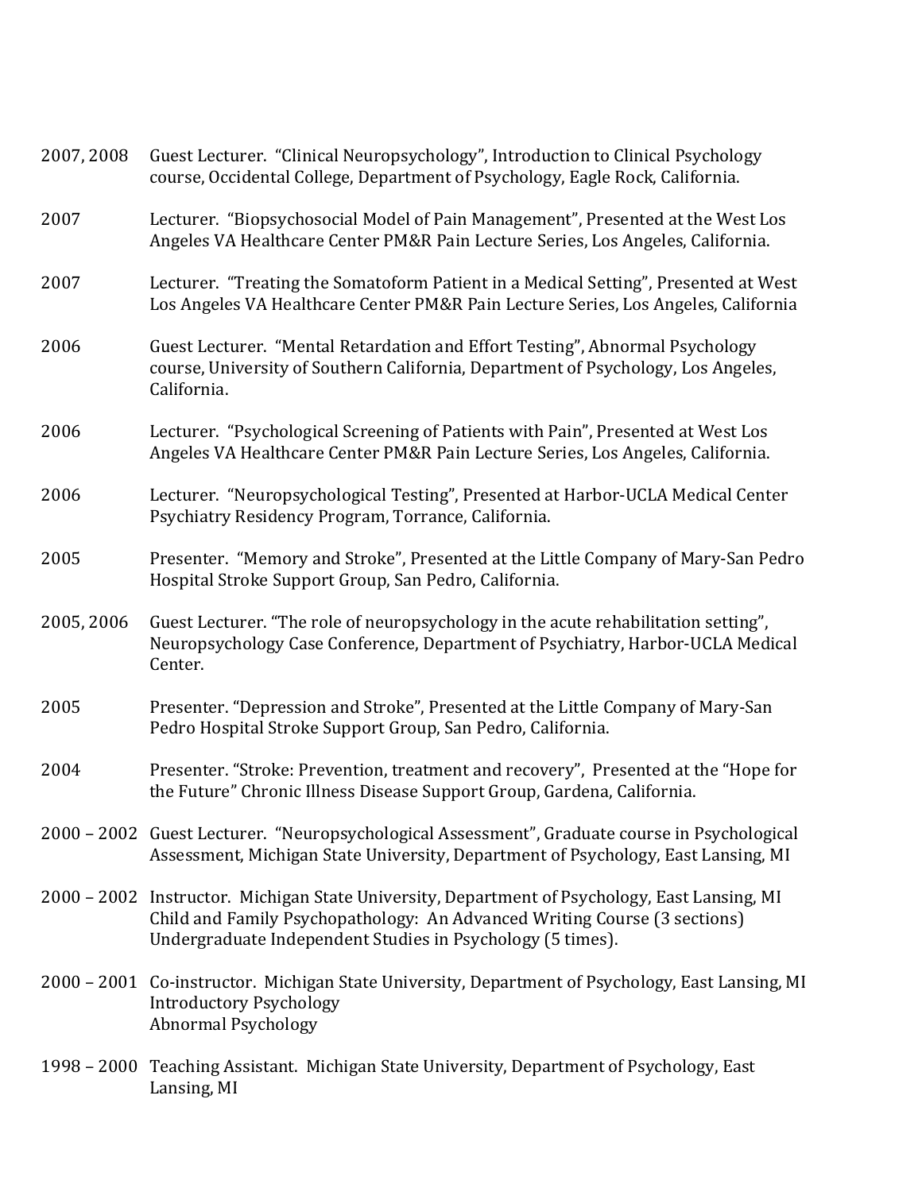2007, 2008 Guest Lecturer. "Clinical Neuropsychology", Introduction to Clinical Psychology course, Occidental College, Department of Psychology, Eagle Rock, California.

2007 Lecturer. "Biopsychosocial Model of Pain Management", Presented at the West Los Angeles VA Healthcare Center PM&R Pain Lecture Series, Los Angeles, California.

2007 Lecturer. "Treating the Somatoform Patient in a Medical Setting", Presented at West Los Angeles VA Healthcare Center PM&R Pain Lecture Series, Los Angeles, California

2006 Guest Lecturer. "Mental Retardation and Effort Testing", Abnormal Psychology course, University of Southern California, Department of Psychology, Los Angeles, California.

2006 Lecturer. "Psychological Screening of Patients with Pain", Presented at West Los Angeles VA Healthcare Center PM&R Pain Lecture Series, Los Angeles, California.

2006 Lecturer. "Neuropsychological Testing", Presented at Harbor-UCLA Medical Center Psychiatry Residency Program, Torrance, California.

2005 Presenter. "Memory and Stroke", Presented at the Little Company of Mary-San Pedro Hospital Stroke Support Group, San Pedro, California.

2005, 2006 Guest Lecturer. "The role of neuropsychology in the acute rehabilitation setting", Neuropsychology Case Conference, Department of Psychiatry, Harbor-UCLA Medical Center.

2005 Presenter. "Depression and Stroke", Presented at the Little Company of Mary-San Pedro Hospital Stroke Support Group, San Pedro, California.

2004 Presenter. "Stroke: Prevention, treatment and recovery", Presented at the "Hope for the Future" Chronic Illness Disease Support Group, Gardena, California.

2000 – 2002 Guest Lecturer. "Neuropsychological Assessment", Graduate course in Psychological Assessment, Michigan State University, Department of Psychology, East Lansing, MI

2000 – 2002 Instructor. Michigan State University, Department of Psychology, East Lansing, MI
Child and Family Psychopathology: An Advanced Writing Course (3 sections)
Undergraduate Independent Studies in Psychology (5 times).

2000 – 2001 Co-instructor. Michigan State University, Department of Psychology, East Lansing, MI
Introductory Psychology
Abnormal Psychology

1998 – 2000 Teaching Assistant. Michigan State University, Department of Psychology, East Lansing, MI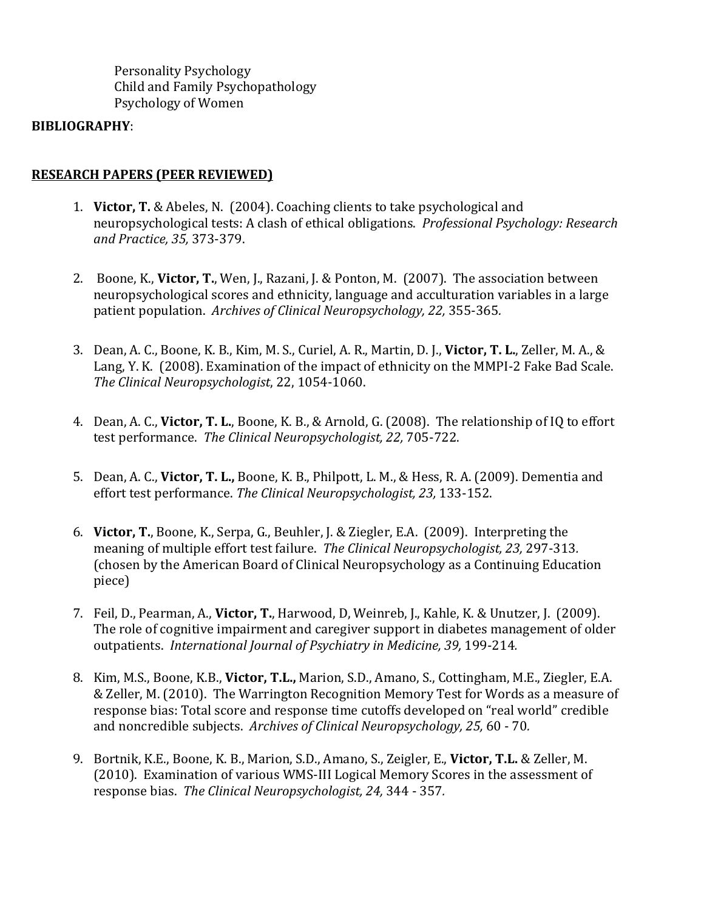Personality Psychology
Child and Family Psychopathology
Psychology of Women

**BIBLIOGRAPHY**:

## RESEARCH PAPERS (PEER REVIEWED)

1. **Victor, T.** & Abeles, N. (2004). Coaching clients to take psychological and neuropsychological tests: A clash of ethical obligations. *Professional Psychology: Research and Practice, 35,* 373-379.

2. Boone, K., **Victor, T.**, Wen, J., Razani, J. & Ponton, M. (2007). The association between neuropsychological scores and ethnicity, language and acculturation variables in a large patient population. *Archives of Clinical Neuropsychology, 22,* 355-365.

3. Dean, A. C., Boone, K. B., Kim, M. S., Curiel, A. R., Martin, D. J., **Victor, T. L.**, Zeller, M. A., & Lang, Y. K. (2008). Examination of the impact of ethnicity on the MMPI-2 Fake Bad Scale. *The Clinical Neuropsychologist*, 22, 1054-1060.

4. Dean, A. C., **Victor, T. L.**, Boone, K. B., & Arnold, G. (2008). The relationship of IQ to effort test performance. *The Clinical Neuropsychologist, 22,* 705-722.

5. Dean, A. C., **Victor, T. L.,** Boone, K. B., Philpott, L. M., & Hess, R. A. (2009). Dementia and effort test performance. *The Clinical Neuropsychologist, 23,* 133-152.

6. **Victor, T.**, Boone, K., Serpa, G., Beuhler, J. & Ziegler, E.A. (2009). Interpreting the meaning of multiple effort test failure. *The Clinical Neuropsychologist, 23,* 297-313. (chosen by the American Board of Clinical Neuropsychology as a Continuing Education piece)

7. Feil, D., Pearman, A., **Victor, T.**, Harwood, D, Weinreb, J., Kahle, K. & Unutzer, J. (2009). The role of cognitive impairment and caregiver support in diabetes management of older outpatients. *International Journal of Psychiatry in Medicine, 39,* 199-214.

8. Kim, M.S., Boone, K.B., **Victor, T.L.,** Marion, S.D., Amano, S., Cottingham, M.E., Ziegler, E.A. & Zeller, M. (2010). The Warrington Recognition Memory Test for Words as a measure of response bias: Total score and response time cutoffs developed on "real world" credible and noncredible subjects. *Archives of Clinical Neuropsychology, 25,* 60 - 70.

9. Bortnik, K.E., Boone, K. B., Marion, S.D., Amano, S., Zeigler, E., **Victor, T.L.** & Zeller, M. (2010). Examination of various WMS-III Logical Memory Scores in the assessment of response bias. *The Clinical Neuropsychologist, 24,* 344 - 357.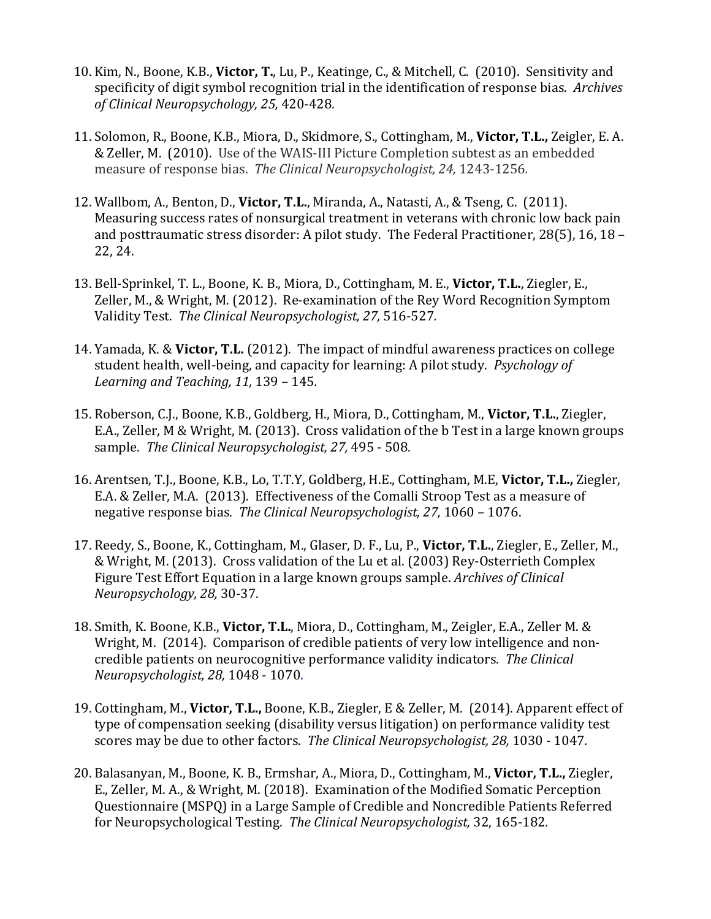10. Kim, N., Boone, K.B., **Victor, T.**, Lu, P., Keatinge, C., & Mitchell, C. (2010). Sensitivity and specificity of digit symbol recognition trial in the identification of response bias. *Archives of Clinical Neuropsychology, 25,* 420-428*.*

11. Solomon, R., Boone, K.B., Miora, D., Skidmore, S., Cottingham, M., **Victor, T.L.,** Zeigler, E. A. & Zeller, M. (2010). Use of the WAIS-III Picture Completion subtest as an embedded measure of response bias. *The Clinical Neuropsychologist, 24,* 1243-1256*.*

12. Wallbom, A., Benton, D., **Victor, T.L.**, Miranda, A., Natasti, A., & Tseng, C. (2011). Measuring success rates of nonsurgical treatment in veterans with chronic low back pain and posttraumatic stress disorder: A pilot study. The Federal Practitioner, 28(5), 16, 18 – 22, 24.

13. Bell-Sprinkel, T. L., Boone, K. B., Miora, D., Cottingham, M. E., **Victor, T.L.**, Ziegler, E., Zeller, M., & Wright, M. (2012). Re-examination of the Rey Word Recognition Symptom Validity Test. *The Clinical Neuropsychologist, 27,* 516-527*.*

14. Yamada, K. & **Victor, T.L.** (2012). The impact of mindful awareness practices on college student health, well-being, and capacity for learning: A pilot study. *Psychology of Learning and Teaching, 11,* 139 – 145*.*

15. Roberson, C.J., Boone, K.B., Goldberg, H., Miora, D., Cottingham, M., **Victor, T.L.**, Ziegler, E.A., Zeller, M & Wright, M. (2013). Cross validation of the b Test in a large known groups sample. *The Clinical Neuropsychologist, 27,* 495 - 508*.*

16. Arentsen, T.J., Boone, K.B., Lo, T.T.Y, Goldberg, H.E., Cottingham, M.E, **Victor, T.L.,** Ziegler, E.A. & Zeller, M.A. (2013). Effectiveness of the Comalli Stroop Test as a measure of negative response bias. *The Clinical Neuropsychologist, 27,* 1060 – 1076.

17. Reedy, S., Boone, K., Cottingham, M., Glaser, D. F., Lu, P., **Victor, T.L.**, Ziegler, E., Zeller, M., & Wright, M. (2013). Cross validation of the Lu et al. (2003) Rey-Osterrieth Complex Figure Test Effort Equation in a large known groups sample. *Archives of Clinical Neuropsychology, 28,* 30-37*.*

18. Smith, K. Boone, K.B., **Victor, T.L.**, Miora, D., Cottingham, M., Zeigler, E.A., Zeller M. & Wright, M. (2014). Comparison of credible patients of very low intelligence and non-credible patients on neurocognitive performance validity indicators. *The Clinical Neuropsychologist, 28,* 1048 - 1070.

19. Cottingham, M., **Victor, T.L.,** Boone, K.B., Ziegler, E & Zeller, M. (2014). Apparent effect of type of compensation seeking (disability versus litigation) on performance validity test scores may be due to other factors. *The Clinical Neuropsychologist, 28,* 1030 - 1047*.*

20. Balasanyan, M., Boone, K. B., Ermshar, A., Miora, D., Cottingham, M., **Victor, T.L.,** Ziegler, E., Zeller, M. A., & Wright, M. (2018). Examination of the Modified Somatic Perception Questionnaire (MSPQ) in a Large Sample of Credible and Noncredible Patients Referred for Neuropsychological Testing. *The Clinical Neuropsychologist,* 32, 165-182*.*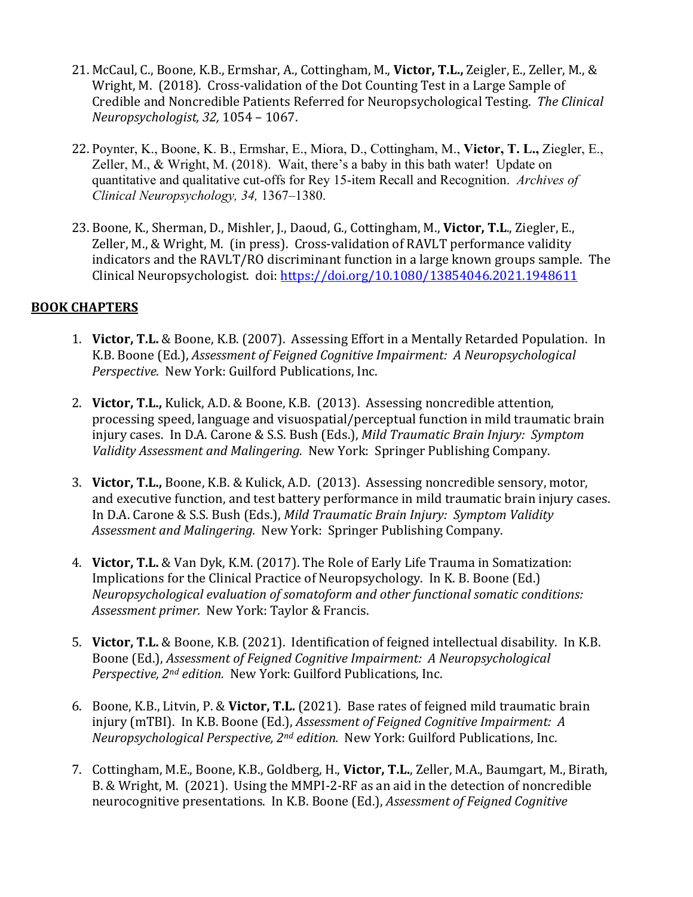21. McCaul, C., Boone, K.B., Ermshar, A., Cottingham, M., **Victor, T.L.,** Zeigler, E., Zeller, M., & Wright, M. (2018). Cross-validation of the Dot Counting Test in a Large Sample of Credible and Noncredible Patients Referred for Neuropsychological Testing. *The Clinical Neuropsychologist, 32,* 1054 – 1067.

22. Poynter, K., Boone, K. B., Ermshar, E., Miora, D., Cottingham, M., **Victor, T. L.,** Ziegler, E., Zeller, M., & Wright, M. (2018). Wait, there's a baby in this bath water! Update on quantitative and qualitative cut-offs for Rey 15-item Recall and Recognition. *Archives of Clinical Neuropsychology, 34,* 1367–1380.

23. Boone, K., Sherman, D., Mishler, J., Daoud, G., Cottingham, M., **Victor, T.L**., Ziegler, E., Zeller, M., & Wright, M. (in press). Cross-validation of RAVLT performance validity indicators and the RAVLT/RO discriminant function in a large known groups sample. The Clinical Neuropsychologist. doi: https://doi.org/10.1080/13854046.2021.1948611

## BOOK CHAPTERS

1. **Victor, T.L.** & Boone, K.B. (2007). Assessing Effort in a Mentally Retarded Population. In K.B. Boone (Ed.), *Assessment of Feigned Cognitive Impairment: A Neuropsychological Perspective.* New York: Guilford Publications, Inc.

2. **Victor, T.L.,** Kulick, A.D. & Boone, K.B. (2013). Assessing noncredible attention, processing speed, language and visuospatial/perceptual function in mild traumatic brain injury cases. In D.A. Carone & S.S. Bush (Eds.), *Mild Traumatic Brain Injury: Symptom Validity Assessment and Malingering.* New York: Springer Publishing Company.

3. **Victor, T.L.,** Boone, K.B. & Kulick, A.D. (2013). Assessing noncredible sensory, motor, and executive function, and test battery performance in mild traumatic brain injury cases. In D.A. Carone & S.S. Bush (Eds.), *Mild Traumatic Brain Injury: Symptom Validity Assessment and Malingering.* New York: Springer Publishing Company.

4. **Victor, T.L.** & Van Dyk, K.M. (2017). The Role of Early Life Trauma in Somatization: Implications for the Clinical Practice of Neuropsychology. In K. B. Boone (Ed.) *Neuropsychological evaluation of somatoform and other functional somatic conditions: Assessment primer.* New York: Taylor & Francis.

5. **Victor, T.L.** & Boone, K.B. (2021). Identification of feigned intellectual disability. In K.B. Boone (Ed.), *Assessment of Feigned Cognitive Impairment: A Neuropsychological Perspective, 2nd edition.* New York: Guilford Publications, Inc.

6. Boone, K.B., Litvin, P. & **Victor, T.L.** (2021). Base rates of feigned mild traumatic brain injury (mTBI). In K.B. Boone (Ed.), *Assessment of Feigned Cognitive Impairment: A Neuropsychological Perspective, 2nd edition.* New York: Guilford Publications, Inc.

7. Cottingham, M.E., Boone, K.B., Goldberg, H., **Victor, T.L.**, Zeller, M.A., Baumgart, M., Birath, B. & Wright, M. (2021). Using the MMPI-2-RF as an aid in the detection of noncredible neurocognitive presentations. In K.B. Boone (Ed.), *Assessment of Feigned Cognitive*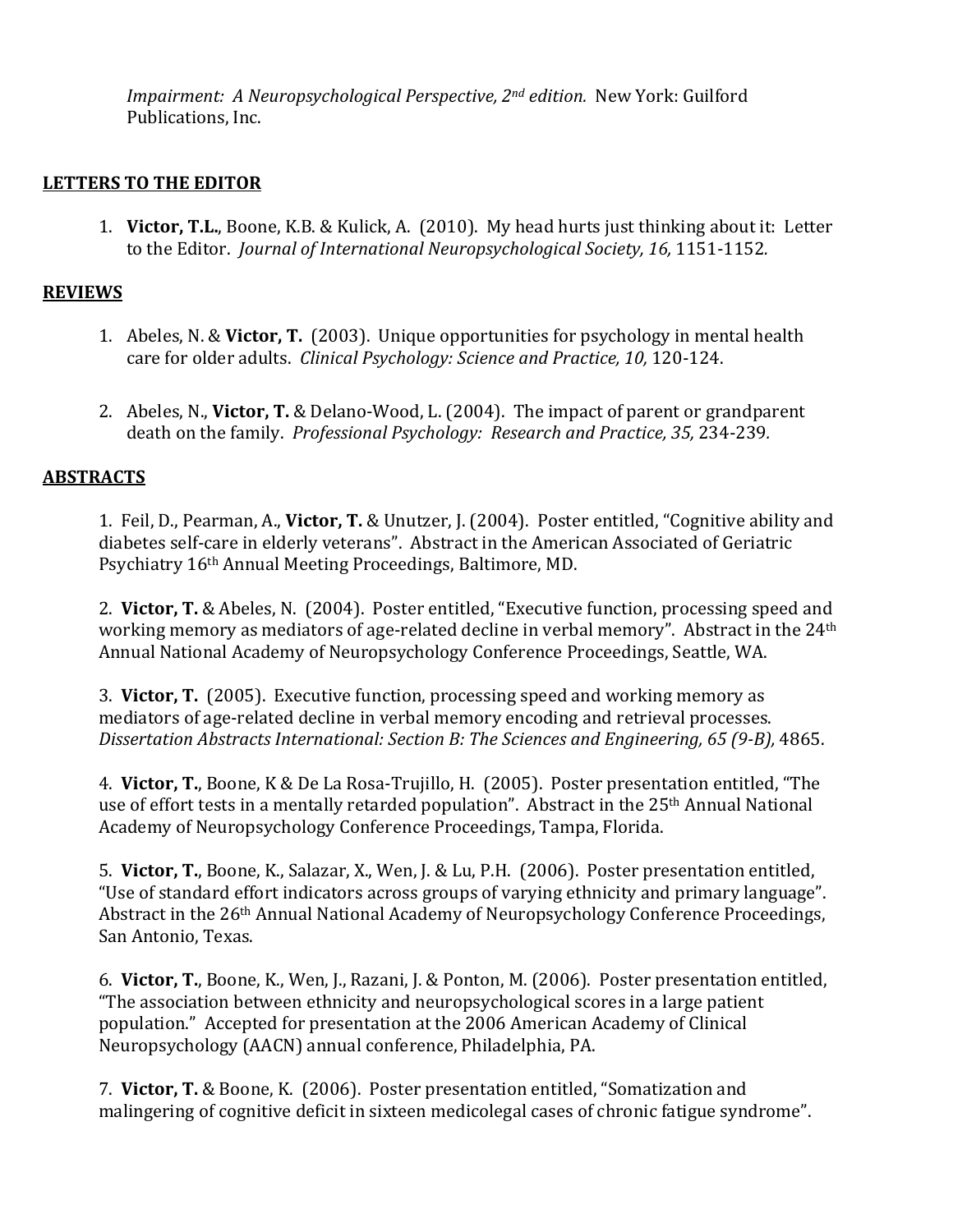*Impairment: A Neuropsychological Perspective, 2nd edition.* New York: Guilford Publications, Inc.

## LETTERS TO THE EDITOR

1. **Victor, T.L.**, Boone, K.B. & Kulick, A. (2010). My head hurts just thinking about it: Letter to the Editor. *Journal of International Neuropsychological Society, 16,* 1151-1152.

## REVIEWS

1. Abeles, N. & **Victor, T.** (2003). Unique opportunities for psychology in mental health care for older adults. *Clinical Psychology: Science and Practice, 10,* 120-124.

2. Abeles, N., **Victor, T.** & Delano-Wood, L. (2004). The impact of parent or grandparent death on the family. *Professional Psychology: Research and Practice, 35,* 234-239.

## ABSTRACTS

1. Feil, D., Pearman, A., **Victor, T.** & Unutzer, J. (2004). Poster entitled, "Cognitive ability and diabetes self-care in elderly veterans". Abstract in the American Associated of Geriatric Psychiatry 16th Annual Meeting Proceedings, Baltimore, MD.

2. **Victor, T.** & Abeles, N. (2004). Poster entitled, "Executive function, processing speed and working memory as mediators of age-related decline in verbal memory". Abstract in the 24th Annual National Academy of Neuropsychology Conference Proceedings, Seattle, WA.

3. **Victor, T.** (2005). Executive function, processing speed and working memory as mediators of age-related decline in verbal memory encoding and retrieval processes. *Dissertation Abstracts International: Section B: The Sciences and Engineering, 65 (9-B),* 4865.

4. **Victor, T.**, Boone, K & De La Rosa-Trujillo, H. (2005). Poster presentation entitled, "The use of effort tests in a mentally retarded population". Abstract in the 25th Annual National Academy of Neuropsychology Conference Proceedings, Tampa, Florida.

5. **Victor, T.**, Boone, K., Salazar, X., Wen, J. & Lu, P.H. (2006). Poster presentation entitled, "Use of standard effort indicators across groups of varying ethnicity and primary language". Abstract in the 26th Annual National Academy of Neuropsychology Conference Proceedings, San Antonio, Texas.

6. **Victor, T.**, Boone, K., Wen, J., Razani, J. & Ponton, M. (2006). Poster presentation entitled, "The association between ethnicity and neuropsychological scores in a large patient population." Accepted for presentation at the 2006 American Academy of Clinical Neuropsychology (AACN) annual conference, Philadelphia, PA.

7. **Victor, T.** & Boone, K. (2006). Poster presentation entitled, "Somatization and malingering of cognitive deficit in sixteen medicolegal cases of chronic fatigue syndrome".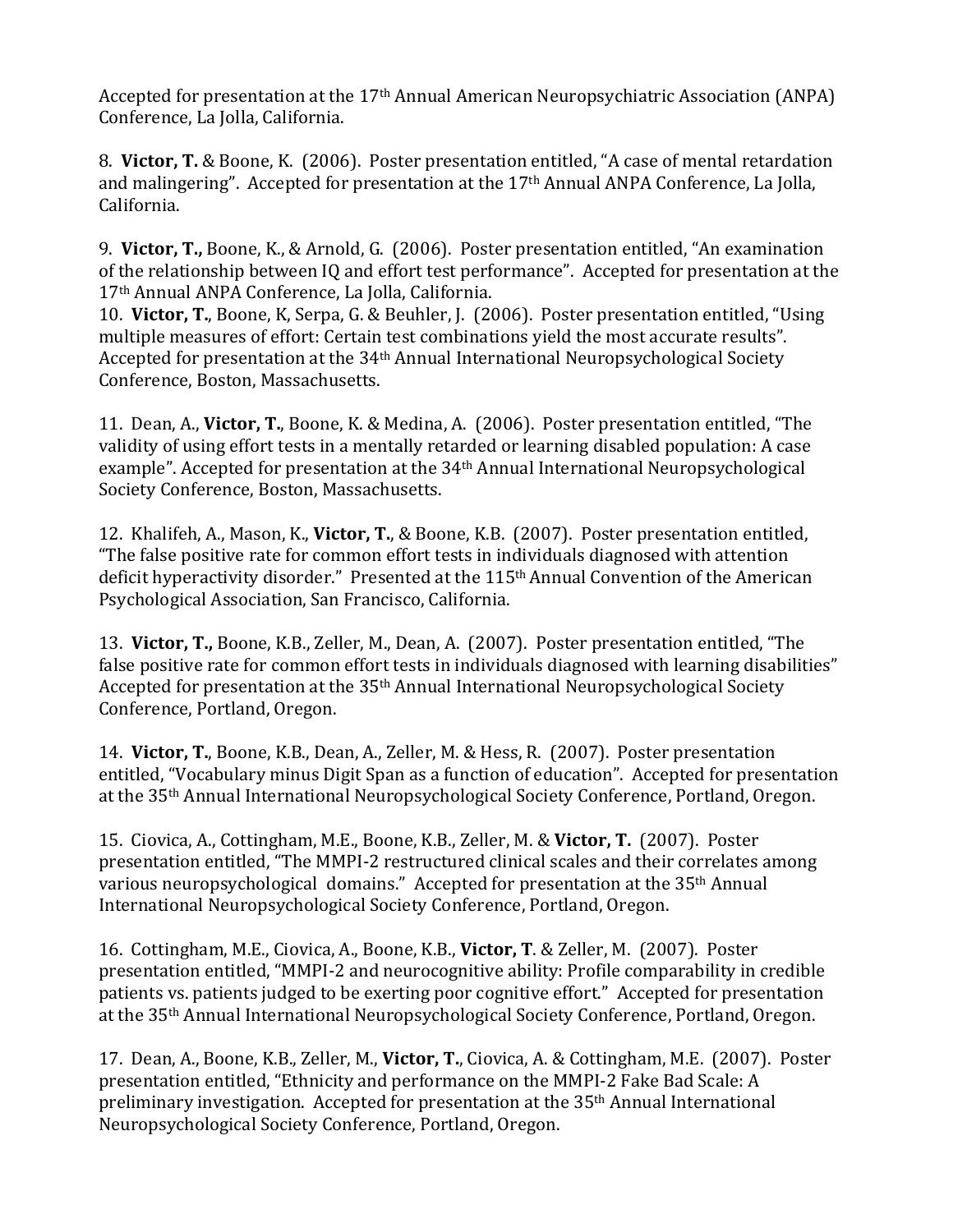Accepted for presentation at the 17th Annual American Neuropsychiatric Association (ANPA) Conference, La Jolla, California.

8. **Victor, T.** & Boone, K. (2006). Poster presentation entitled, "A case of mental retardation and malingering". Accepted for presentation at the 17th Annual ANPA Conference, La Jolla, California.

9. **Victor, T.,** Boone, K., & Arnold, G. (2006). Poster presentation entitled, "An examination of the relationship between IQ and effort test performance". Accepted for presentation at the 17th Annual ANPA Conference, La Jolla, California.

10. **Victor, T.**, Boone, K, Serpa, G. & Beuhler, J. (2006). Poster presentation entitled, "Using multiple measures of effort: Certain test combinations yield the most accurate results". Accepted for presentation at the 34th Annual International Neuropsychological Society Conference, Boston, Massachusetts.

11. Dean, A., **Victor, T.**, Boone, K. & Medina, A. (2006). Poster presentation entitled, "The validity of using effort tests in a mentally retarded or learning disabled population: A case example". Accepted for presentation at the 34th Annual International Neuropsychological Society Conference, Boston, Massachusetts.

12. Khalifeh, A., Mason, K., **Victor, T.**, & Boone, K.B. (2007). Poster presentation entitled, "The false positive rate for common effort tests in individuals diagnosed with attention deficit hyperactivity disorder." Presented at the 115th Annual Convention of the American Psychological Association, San Francisco, California.

13. **Victor, T.,** Boone, K.B., Zeller, M., Dean, A. (2007). Poster presentation entitled, "The false positive rate for common effort tests in individuals diagnosed with learning disabilities" Accepted for presentation at the 35th Annual International Neuropsychological Society Conference, Portland, Oregon.

14. **Victor, T.**, Boone, K.B., Dean, A., Zeller, M. & Hess, R. (2007). Poster presentation entitled, "Vocabulary minus Digit Span as a function of education". Accepted for presentation at the 35th Annual International Neuropsychological Society Conference, Portland, Oregon.

15. Ciovica, A., Cottingham, M.E., Boone, K.B., Zeller, M. & **Victor, T.** (2007). Poster presentation entitled, "The MMPI-2 restructured clinical scales and their correlates among various neuropsychological domains." Accepted for presentation at the 35th Annual International Neuropsychological Society Conference, Portland, Oregon.

16. Cottingham, M.E., Ciovica, A., Boone, K.B., **Victor, T**. & Zeller, M. (2007). Poster presentation entitled, "MMPI-2 and neurocognitive ability: Profile comparability in credible patients vs. patients judged to be exerting poor cognitive effort." Accepted for presentation at the 35th Annual International Neuropsychological Society Conference, Portland, Oregon.

17. Dean, A., Boone, K.B., Zeller, M., **Victor, T.**, Ciovica, A. & Cottingham, M.E. (2007). Poster presentation entitled, "Ethnicity and performance on the MMPI-2 Fake Bad Scale: A preliminary investigation. Accepted for presentation at the 35th Annual International Neuropsychological Society Conference, Portland, Oregon.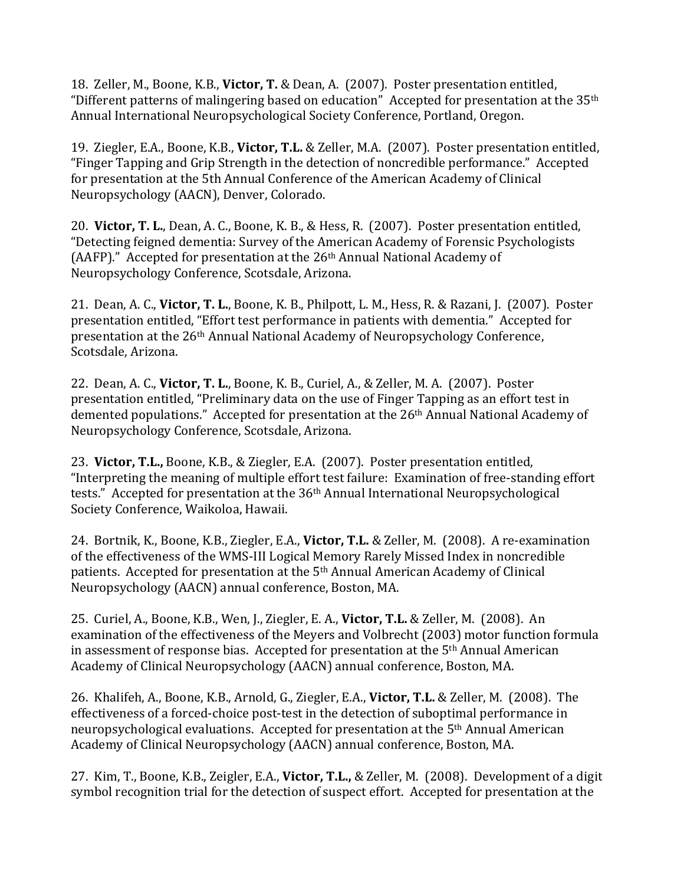18. Zeller, M., Boone, K.B., **Victor, T.** & Dean, A. (2007). Poster presentation entitled, "Different patterns of malingering based on education" Accepted for presentation at the 35th Annual International Neuropsychological Society Conference, Portland, Oregon.

19. Ziegler, E.A., Boone, K.B., **Victor, T.L.** & Zeller, M.A. (2007). Poster presentation entitled, "Finger Tapping and Grip Strength in the detection of noncredible performance." Accepted for presentation at the 5th Annual Conference of the American Academy of Clinical Neuropsychology (AACN), Denver, Colorado.

20. **Victor, T. L.**, Dean, A. C., Boone, K. B., & Hess, R. (2007). Poster presentation entitled, "Detecting feigned dementia: Survey of the American Academy of Forensic Psychologists (AAFP)." Accepted for presentation at the 26th Annual National Academy of Neuropsychology Conference, Scotsdale, Arizona.

21. Dean, A. C., **Victor, T. L.**, Boone, K. B., Philpott, L. M., Hess, R. & Razani, J. (2007). Poster presentation entitled, "Effort test performance in patients with dementia." Accepted for presentation at the 26th Annual National Academy of Neuropsychology Conference, Scotsdale, Arizona.

22. Dean, A. C., **Victor, T. L.**, Boone, K. B., Curiel, A., & Zeller, M. A. (2007). Poster presentation entitled, "Preliminary data on the use of Finger Tapping as an effort test in demented populations." Accepted for presentation at the 26th Annual National Academy of Neuropsychology Conference, Scotsdale, Arizona.

23. **Victor, T.L.,** Boone, K.B., & Ziegler, E.A. (2007). Poster presentation entitled, "Interpreting the meaning of multiple effort test failure: Examination of free-standing effort tests." Accepted for presentation at the 36th Annual International Neuropsychological Society Conference, Waikoloa, Hawaii.

24. Bortnik, K., Boone, K.B., Ziegler, E.A., **Victor, T.L.** & Zeller, M. (2008). A re-examination of the effectiveness of the WMS-III Logical Memory Rarely Missed Index in noncredible patients. Accepted for presentation at the 5th Annual American Academy of Clinical Neuropsychology (AACN) annual conference, Boston, MA.

25. Curiel, A., Boone, K.B., Wen, J., Ziegler, E. A., **Victor, T.L.** & Zeller, M. (2008). An examination of the effectiveness of the Meyers and Volbrecht (2003) motor function formula in assessment of response bias. Accepted for presentation at the 5th Annual American Academy of Clinical Neuropsychology (AACN) annual conference, Boston, MA.

26. Khalifeh, A., Boone, K.B., Arnold, G., Ziegler, E.A., **Victor, T.L.** & Zeller, M. (2008). The effectiveness of a forced-choice post-test in the detection of suboptimal performance in neuropsychological evaluations. Accepted for presentation at the 5th Annual American Academy of Clinical Neuropsychology (AACN) annual conference, Boston, MA.

27. Kim, T., Boone, K.B., Zeigler, E.A., **Victor, T.L.,** & Zeller, M. (2008). Development of a digit symbol recognition trial for the detection of suspect effort. Accepted for presentation at the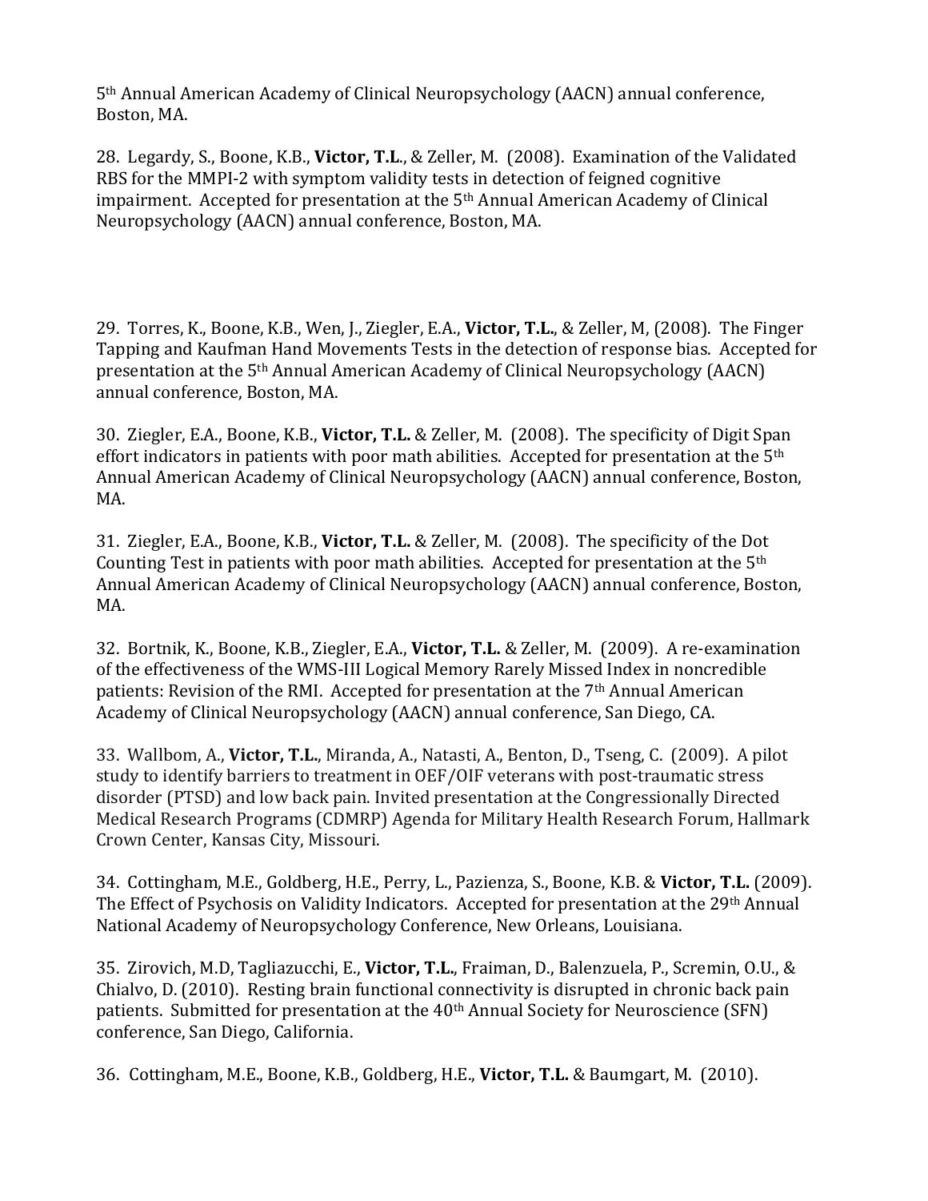5th Annual American Academy of Clinical Neuropsychology (AACN) annual conference, Boston, MA.

28. Legardy, S., Boone, K.B., **Victor, T.L**., & Zeller, M. (2008). Examination of the Validated RBS for the MMPI-2 with symptom validity tests in detection of feigned cognitive impairment. Accepted for presentation at the 5th Annual American Academy of Clinical Neuropsychology (AACN) annual conference, Boston, MA.

29. Torres, K., Boone, K.B., Wen, J., Ziegler, E.A., **Victor, T.L.**, & Zeller, M, (2008). The Finger Tapping and Kaufman Hand Movements Tests in the detection of response bias. Accepted for presentation at the 5th Annual American Academy of Clinical Neuropsychology (AACN) annual conference, Boston, MA.

30. Ziegler, E.A., Boone, K.B., **Victor, T.L.** & Zeller, M. (2008). The specificity of Digit Span effort indicators in patients with poor math abilities. Accepted for presentation at the 5th Annual American Academy of Clinical Neuropsychology (AACN) annual conference, Boston, MA.

31. Ziegler, E.A., Boone, K.B., **Victor, T.L.** & Zeller, M. (2008). The specificity of the Dot Counting Test in patients with poor math abilities. Accepted for presentation at the 5th Annual American Academy of Clinical Neuropsychology (AACN) annual conference, Boston, MA.

32. Bortnik, K., Boone, K.B., Ziegler, E.A., **Victor, T.L.** & Zeller, M. (2009). A re-examination of the effectiveness of the WMS-III Logical Memory Rarely Missed Index in noncredible patients: Revision of the RMI. Accepted for presentation at the 7th Annual American Academy of Clinical Neuropsychology (AACN) annual conference, San Diego, CA.

33. Wallbom, A., **Victor, T.L.**, Miranda, A., Natasti, A., Benton, D., Tseng, C. (2009). A pilot study to identify barriers to treatment in OEF/OIF veterans with post-traumatic stress disorder (PTSD) and low back pain. Invited presentation at the Congressionally Directed Medical Research Programs (CDMRP) Agenda for Military Health Research Forum, Hallmark Crown Center, Kansas City, Missouri.

34. Cottingham, M.E., Goldberg, H.E., Perry, L., Pazienza, S., Boone, K.B. & **Victor, T.L.** (2009). The Effect of Psychosis on Validity Indicators. Accepted for presentation at the 29th Annual National Academy of Neuropsychology Conference, New Orleans, Louisiana.

35. Zirovich, M.D, Tagliazucchi, E., **Victor, T.L.**, Fraiman, D., Balenzuela, P., Scremin, O.U., & Chialvo, D. (2010). Resting brain functional connectivity is disrupted in chronic back pain patients. Submitted for presentation at the 40th Annual Society for Neuroscience (SFN) conference, San Diego, California.

36. Cottingham, M.E., Boone, K.B., Goldberg, H.E., **Victor, T.L.** & Baumgart, M. (2010).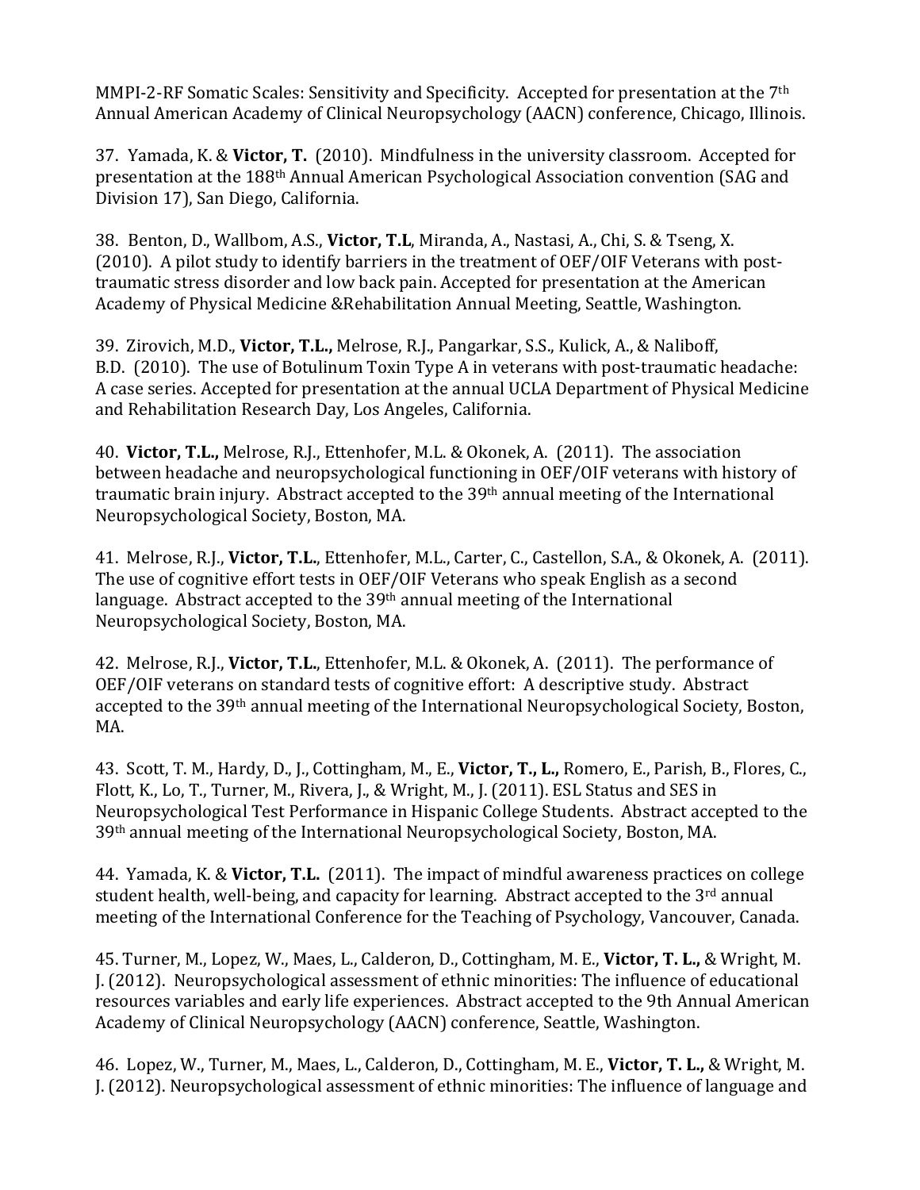MMPI-2-RF Somatic Scales: Sensitivity and Specificity. Accepted for presentation at the 7th Annual American Academy of Clinical Neuropsychology (AACN) conference, Chicago, Illinois.

37. Yamada, K. & **Victor, T.** (2010). Mindfulness in the university classroom. Accepted for presentation at the 188th Annual American Psychological Association convention (SAG and Division 17), San Diego, California.

38. Benton, D., Wallbom, A.S., **Victor, T.L**, Miranda, A., Nastasi, A., Chi, S. & Tseng, X. (2010). A pilot study to identify barriers in the treatment of OEF/OIF Veterans with post-traumatic stress disorder and low back pain. Accepted for presentation at the American Academy of Physical Medicine &Rehabilitation Annual Meeting, Seattle, Washington.

39. Zirovich, M.D., **Victor, T.L.,** Melrose, R.J., Pangarkar, S.S., Kulick, A., & Naliboff, B.D. (2010). The use of Botulinum Toxin Type A in veterans with post-traumatic headache: A case series. Accepted for presentation at the annual UCLA Department of Physical Medicine and Rehabilitation Research Day, Los Angeles, California.

40. **Victor, T.L.,** Melrose, R.J., Ettenhofer, M.L. & Okonek, A. (2011). The association between headache and neuropsychological functioning in OEF/OIF veterans with history of traumatic brain injury. Abstract accepted to the 39th annual meeting of the International Neuropsychological Society, Boston, MA.

41. Melrose, R.J., **Victor, T.L.**, Ettenhofer, M.L., Carter, C., Castellon, S.A., & Okonek, A. (2011). The use of cognitive effort tests in OEF/OIF Veterans who speak English as a second language. Abstract accepted to the 39th annual meeting of the International Neuropsychological Society, Boston, MA.

42. Melrose, R.J., **Victor, T.L.**, Ettenhofer, M.L. & Okonek, A. (2011). The performance of OEF/OIF veterans on standard tests of cognitive effort: A descriptive study. Abstract accepted to the 39th annual meeting of the International Neuropsychological Society, Boston, MA.

43. Scott, T. M., Hardy, D., J., Cottingham, M., E., **Victor, T., L.,** Romero, E., Parish, B., Flores, C., Flott, K., Lo, T., Turner, M., Rivera, J., & Wright, M., J. (2011). ESL Status and SES in Neuropsychological Test Performance in Hispanic College Students. Abstract accepted to the 39th annual meeting of the International Neuropsychological Society, Boston, MA.

44. Yamada, K. & **Victor, T.L.** (2011). The impact of mindful awareness practices on college student health, well-being, and capacity for learning. Abstract accepted to the 3rd annual meeting of the International Conference for the Teaching of Psychology, Vancouver, Canada.

45. Turner, M., Lopez, W., Maes, L., Calderon, D., Cottingham, M. E., **Victor, T. L.,** & Wright, M. J. (2012). Neuropsychological assessment of ethnic minorities: The influence of educational resources variables and early life experiences. Abstract accepted to the 9th Annual American Academy of Clinical Neuropsychology (AACN) conference, Seattle, Washington.

46. Lopez, W., Turner, M., Maes, L., Calderon, D., Cottingham, M. E., **Victor, T. L.,** & Wright, M. J. (2012). Neuropsychological assessment of ethnic minorities: The influence of language and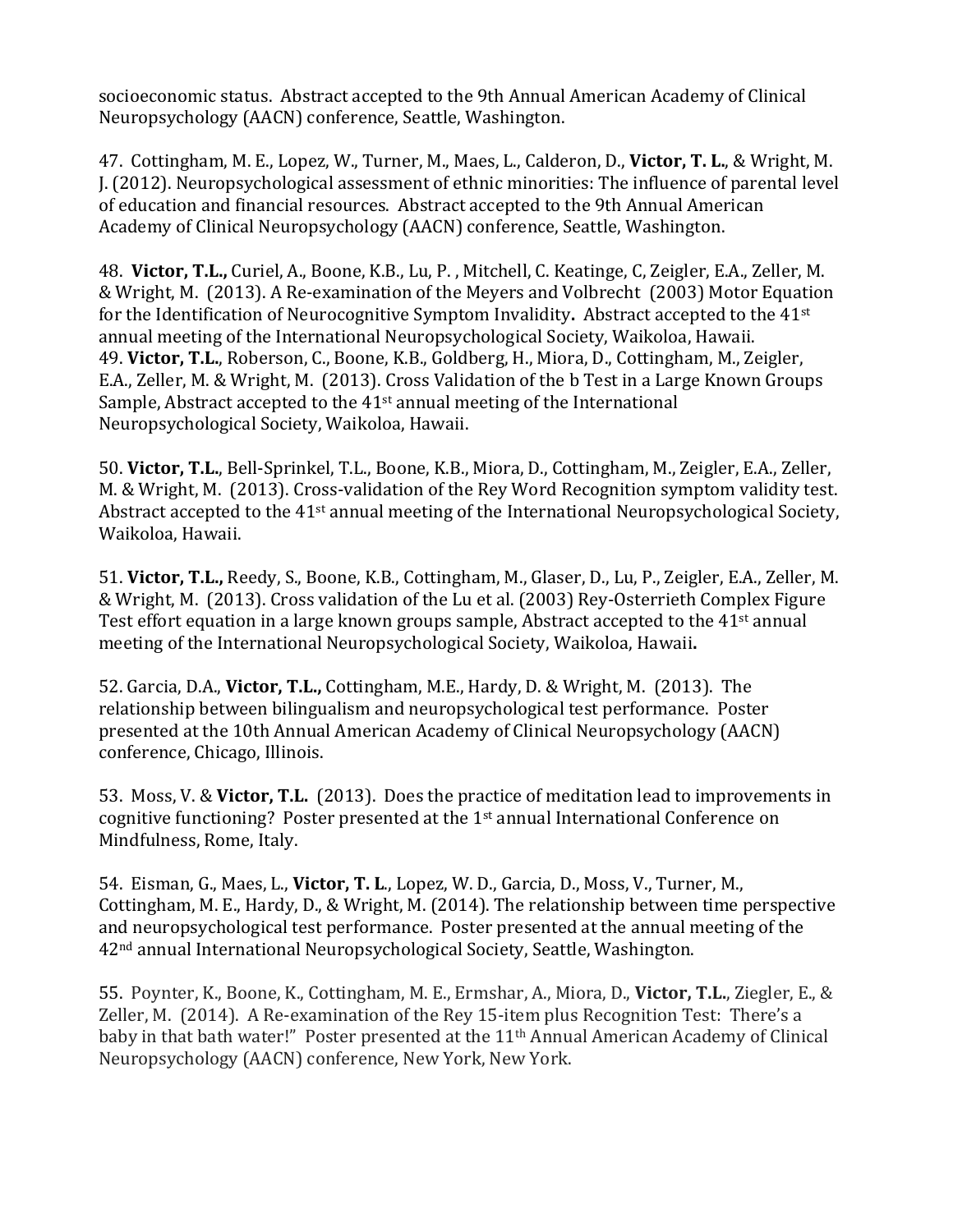socioeconomic status. Abstract accepted to the 9th Annual American Academy of Clinical Neuropsychology (AACN) conference, Seattle, Washington.

47. Cottingham, M. E., Lopez, W., Turner, M., Maes, L., Calderon, D., **Victor, T. L.**, & Wright, M. J. (2012). Neuropsychological assessment of ethnic minorities: The influence of parental level of education and financial resources. Abstract accepted to the 9th Annual American Academy of Clinical Neuropsychology (AACN) conference, Seattle, Washington.

48. **Victor, T.L.,** Curiel, A., Boone, K.B., Lu, P. , Mitchell, C. Keatinge, C, Zeigler, E.A., Zeller, M. & Wright, M. (2013). A Re-examination of the Meyers and Volbrecht (2003) Motor Equation for the Identification of Neurocognitive Symptom Invalidity**.** Abstract accepted to the 41st annual meeting of the International Neuropsychological Society, Waikoloa, Hawaii.

49. **Victor, T.L.**, Roberson, C., Boone, K.B., Goldberg, H., Miora, D., Cottingham, M., Zeigler, E.A., Zeller, M. & Wright, M. (2013). Cross Validation of the b Test in a Large Known Groups Sample, Abstract accepted to the 41st annual meeting of the International Neuropsychological Society, Waikoloa, Hawaii.

50. **Victor, T.L.**, Bell-Sprinkel, T.L., Boone, K.B., Miora, D., Cottingham, M., Zeigler, E.A., Zeller, M. & Wright, M. (2013). Cross-validation of the Rey Word Recognition symptom validity test. Abstract accepted to the 41st annual meeting of the International Neuropsychological Society, Waikoloa, Hawaii.

51. **Victor, T.L.,** Reedy, S., Boone, K.B., Cottingham, M., Glaser, D., Lu, P., Zeigler, E.A., Zeller, M. & Wright, M. (2013). Cross validation of the Lu et al. (2003) Rey-Osterrieth Complex Figure Test effort equation in a large known groups sample, Abstract accepted to the 41st annual meeting of the International Neuropsychological Society, Waikoloa, Hawaii**.**

52. Garcia, D.A., **Victor, T.L.,** Cottingham, M.E., Hardy, D. & Wright, M. (2013). The relationship between bilingualism and neuropsychological test performance. Poster presented at the 10th Annual American Academy of Clinical Neuropsychology (AACN) conference, Chicago, Illinois.

53. Moss, V. & **Victor, T.L.** (2013). Does the practice of meditation lead to improvements in cognitive functioning? Poster presented at the 1st annual International Conference on Mindfulness, Rome, Italy.

54. Eisman, G., Maes, L., **Victor, T. L**., Lopez, W. D., Garcia, D., Moss, V., Turner, M., Cottingham, M. E., Hardy, D., & Wright, M. (2014). The relationship between time perspective and neuropsychological test performance. Poster presented at the annual meeting of the 42nd annual International Neuropsychological Society, Seattle, Washington.

55. Poynter, K., Boone, K., Cottingham, M. E., Ermshar, A., Miora, D., **Victor, T.L.**, Ziegler, E., & Zeller, M. (2014). A Re-examination of the Rey 15-item plus Recognition Test: There's a baby in that bath water!" Poster presented at the 11th Annual American Academy of Clinical Neuropsychology (AACN) conference, New York, New York.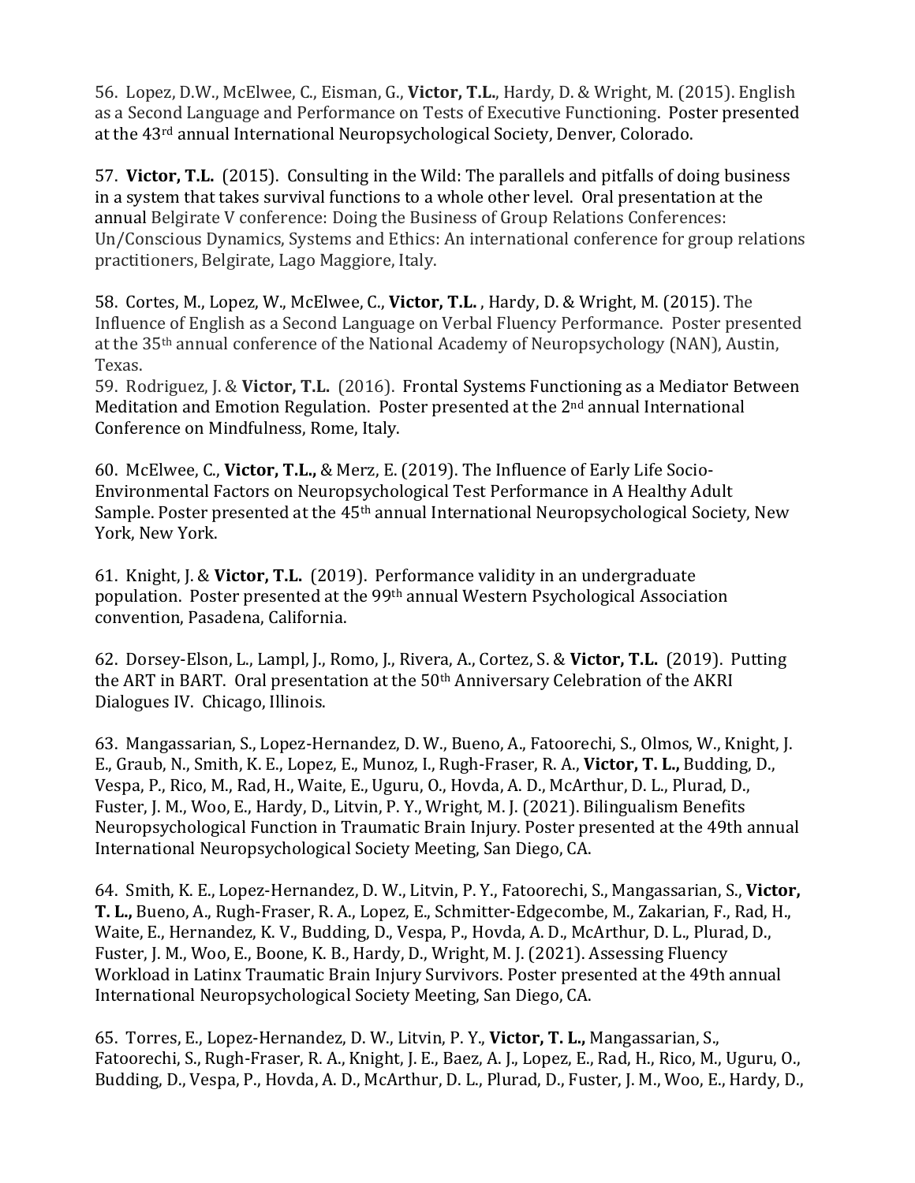56. Lopez, D.W., McElwee, C., Eisman, G., **Victor, T.L.**, Hardy, D. & Wright, M. (2015). English as a Second Language and Performance on Tests of Executive Functioning. Poster presented at the 43rd annual International Neuropsychological Society, Denver, Colorado.

57. **Victor, T.L.** (2015). Consulting in the Wild: The parallels and pitfalls of doing business in a system that takes survival functions to a whole other level. Oral presentation at the annual Belgirate V conference: Doing the Business of Group Relations Conferences: Un/Conscious Dynamics, Systems and Ethics: An international conference for group relations practitioners, Belgirate, Lago Maggiore, Italy.

58. Cortes, M., Lopez, W., McElwee, C., **Victor, T.L.** , Hardy, D. & Wright, M. (2015). The Influence of English as a Second Language on Verbal Fluency Performance. Poster presented at the 35th annual conference of the National Academy of Neuropsychology (NAN), Austin, Texas.

59. Rodriguez, J. & **Victor, T.L.** (2016). Frontal Systems Functioning as a Mediator Between Meditation and Emotion Regulation. Poster presented at the 2nd annual International Conference on Mindfulness, Rome, Italy.

60. McElwee, C., **Victor, T.L.,** & Merz, E. (2019). The Influence of Early Life Socio-Environmental Factors on Neuropsychological Test Performance in A Healthy Adult Sample. Poster presented at the 45th annual International Neuropsychological Society, New York, New York.

61. Knight, J. & **Victor, T.L.** (2019). Performance validity in an undergraduate population. Poster presented at the 99th annual Western Psychological Association convention, Pasadena, California.

62. Dorsey-Elson, L., Lampl, J., Romo, J., Rivera, A., Cortez, S. & **Victor, T.L.** (2019). Putting the ART in BART. Oral presentation at the 50th Anniversary Celebration of the AKRI Dialogues IV. Chicago, Illinois.

63. Mangassarian, S., Lopez-Hernandez, D. W., Bueno, A., Fatoorechi, S., Olmos, W., Knight, J. E., Graub, N., Smith, K. E., Lopez, E., Munoz, I., Rugh-Fraser, R. A., **Victor, T. L.,** Budding, D., Vespa, P., Rico, M., Rad, H., Waite, E., Uguru, O., Hovda, A. D., McArthur, D. L., Plurad, D., Fuster, J. M., Woo, E., Hardy, D., Litvin, P. Y., Wright, M. J. (2021). Bilingualism Benefits Neuropsychological Function in Traumatic Brain Injury. Poster presented at the 49th annual International Neuropsychological Society Meeting, San Diego, CA.

64. Smith, K. E., Lopez-Hernandez, D. W., Litvin, P. Y., Fatoorechi, S., Mangassarian, S., **Victor, T. L.,** Bueno, A., Rugh-Fraser, R. A., Lopez, E., Schmitter-Edgecombe, M., Zakarian, F., Rad, H., Waite, E., Hernandez, K. V., Budding, D., Vespa, P., Hovda, A. D., McArthur, D. L., Plurad, D., Fuster, J. M., Woo, E., Boone, K. B., Hardy, D., Wright, M. J. (2021). Assessing Fluency Workload in Latinx Traumatic Brain Injury Survivors. Poster presented at the 49th annual International Neuropsychological Society Meeting, San Diego, CA.

65. Torres, E., Lopez-Hernandez, D. W., Litvin, P. Y., **Victor, T. L.,** Mangassarian, S., Fatoorechi, S., Rugh-Fraser, R. A., Knight, J. E., Baez, A. J., Lopez, E., Rad, H., Rico, M., Uguru, O., Budding, D., Vespa, P., Hovda, A. D., McArthur, D. L., Plurad, D., Fuster, J. M., Woo, E., Hardy, D.,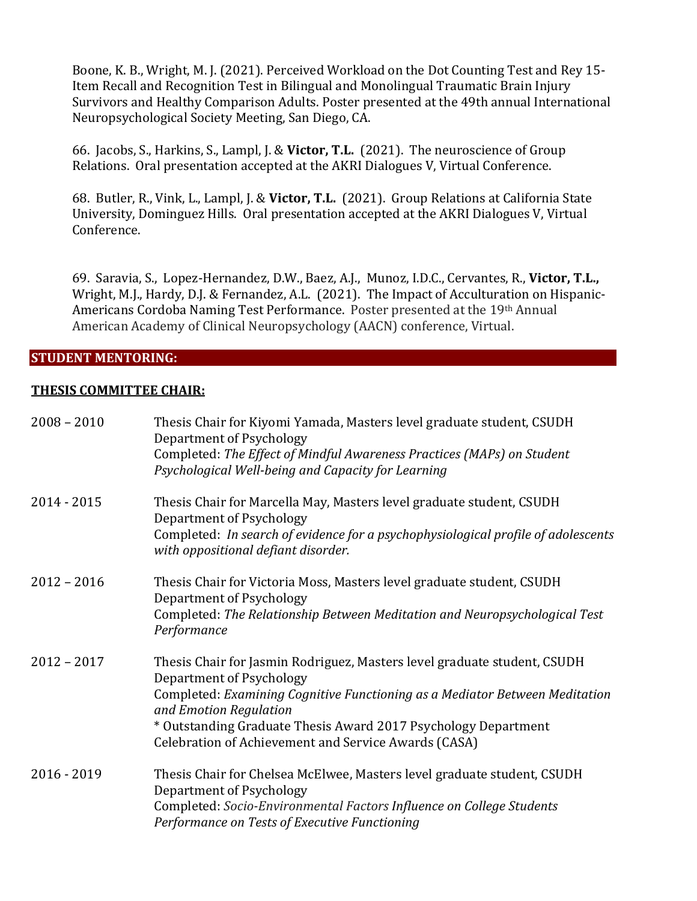Boone, K. B., Wright, M. J. (2021). Perceived Workload on the Dot Counting Test and Rey 15-Item Recall and Recognition Test in Bilingual and Monolingual Traumatic Brain Injury Survivors and Healthy Comparison Adults. Poster presented at the 49th annual International Neuropsychological Society Meeting, San Diego, CA.

66. Jacobs, S., Harkins, S., Lampl, J. & **Victor, T.L.** (2021). The neuroscience of Group Relations. Oral presentation accepted at the AKRI Dialogues V, Virtual Conference.

68. Butler, R., Vink, L., Lampl, J. & **Victor, T.L.** (2021). Group Relations at California State University, Dominguez Hills. Oral presentation accepted at the AKRI Dialogues V, Virtual Conference.

69. Saravia, S., Lopez-Hernandez, D.W., Baez, A.J., Munoz, I.D.C., Cervantes, R., **Victor, T.L.,** Wright, M.J., Hardy, D.J. & Fernandez, A.L. (2021). The Impact of Acculturation on Hispanic-Americans Cordoba Naming Test Performance. Poster presented at the 19th Annual American Academy of Clinical Neuropsychology (AACN) conference, Virtual.

## STUDENT MENTORING:

### THESIS COMMITTEE CHAIR:

2008 – 2010 — Thesis Chair for Kiyomi Yamada, Masters level graduate student, CSUDH Department of Psychology
Completed: *The Effect of Mindful Awareness Practices (MAPs) on Student Psychological Well-being and Capacity for Learning*

2014 - 2015 — Thesis Chair for Marcella May, Masters level graduate student, CSUDH Department of Psychology
Completed: *In search of evidence for a psychophysiological profile of adolescents with oppositional defiant disorder.*

2012 – 2016 — Thesis Chair for Victoria Moss, Masters level graduate student, CSUDH Department of Psychology
Completed: *The Relationship Between Meditation and Neuropsychological Test Performance*

2012 – 2017 — Thesis Chair for Jasmin Rodriguez, Masters level graduate student, CSUDH Department of Psychology
Completed: *Examining Cognitive Functioning as a Mediator Between Meditation and Emotion Regulation*
\* Outstanding Graduate Thesis Award 2017 Psychology Department Celebration of Achievement and Service Awards (CASA)

2016 - 2019 — Thesis Chair for Chelsea McElwee, Masters level graduate student, CSUDH Department of Psychology
Completed: *Socio-Environmental Factors Influence on College Students Performance on Tests of Executive Functioning*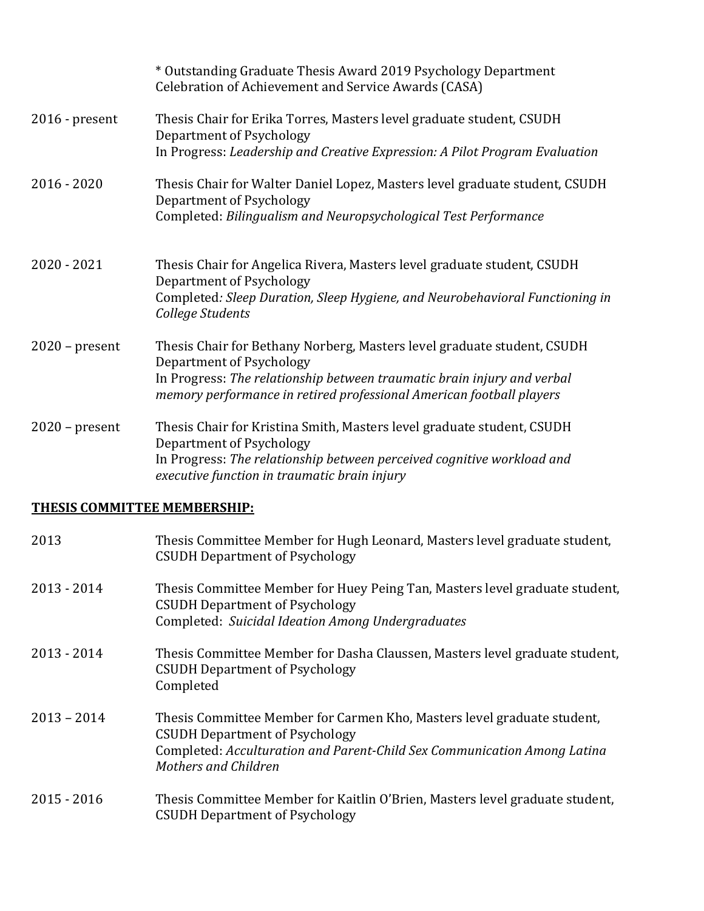* Outstanding Graduate Thesis Award 2019 Psychology Department Celebration of Achievement and Service Awards (CASA)

2016 - present — Thesis Chair for Erika Torres, Masters level graduate student, CSUDH Department of Psychology
In Progress: *Leadership and Creative Expression: A Pilot Program Evaluation*

2016 - 2020 — Thesis Chair for Walter Daniel Lopez, Masters level graduate student, CSUDH Department of Psychology
Completed: *Bilingualism and Neuropsychological Test Performance*

2020 - 2021 — Thesis Chair for Angelica Rivera, Masters level graduate student, CSUDH Department of Psychology
Completed*: Sleep Duration, Sleep Hygiene, and Neurobehavioral Functioning in College Students*

2020 – present — Thesis Chair for Bethany Norberg, Masters level graduate student, CSUDH Department of Psychology
In Progress: *The relationship between traumatic brain injury and verbal memory performance in retired professional American football players*

2020 – present — Thesis Chair for Kristina Smith, Masters level graduate student, CSUDH Department of Psychology
In Progress: *The relationship between perceived cognitive workload and executive function in traumatic brain injury*

## THESIS COMMITTEE MEMBERSHIP:

2013 — Thesis Committee Member for Hugh Leonard, Masters level graduate student, CSUDH Department of Psychology

2013 - 2014 — Thesis Committee Member for Huey Peing Tan, Masters level graduate student, CSUDH Department of Psychology
Completed: *Suicidal Ideation Among Undergraduates*

2013 - 2014 — Thesis Committee Member for Dasha Claussen, Masters level graduate student, CSUDH Department of Psychology
Completed

2013 – 2014 — Thesis Committee Member for Carmen Kho, Masters level graduate student, CSUDH Department of Psychology
Completed: *Acculturation and Parent-Child Sex Communication Among Latina Mothers and Children*

2015 - 2016 — Thesis Committee Member for Kaitlin O'Brien, Masters level graduate student, CSUDH Department of Psychology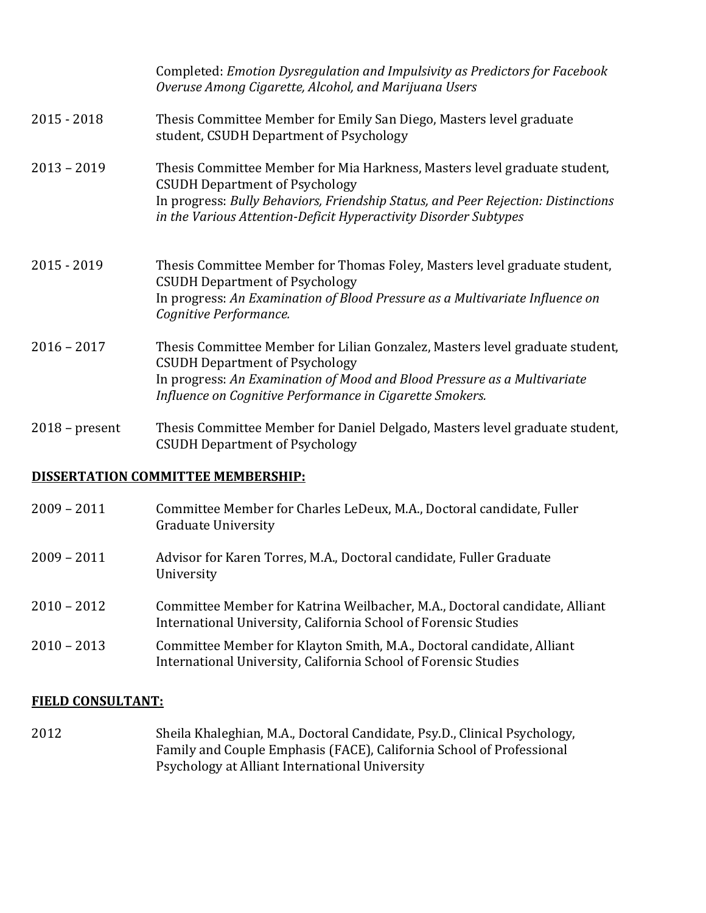Completed: *Emotion Dysregulation and Impulsivity as Predictors for Facebook Overuse Among Cigarette, Alcohol, and Marijuana Users*

2015 - 2018 Thesis Committee Member for Emily San Diego, Masters level graduate student, CSUDH Department of Psychology

2013 – 2019 Thesis Committee Member for Mia Harkness, Masters level graduate student, CSUDH Department of Psychology
In progress: *Bully Behaviors, Friendship Status, and Peer Rejection: Distinctions in the Various Attention-Deficit Hyperactivity Disorder Subtypes*

2015 - 2019 Thesis Committee Member for Thomas Foley, Masters level graduate student, CSUDH Department of Psychology
In progress: *An Examination of Blood Pressure as a Multivariate Influence on Cognitive Performance.*

2016 – 2017 Thesis Committee Member for Lilian Gonzalez, Masters level graduate student, CSUDH Department of Psychology
In progress: *An Examination of Mood and Blood Pressure as a Multivariate Influence on Cognitive Performance in Cigarette Smokers.*

2018 – present Thesis Committee Member for Daniel Delgado, Masters level graduate student, CSUDH Department of Psychology

## DISSERTATION COMMITTEE MEMBERSHIP:

2009 – 2011 Committee Member for Charles LeDeux, M.A., Doctoral candidate, Fuller Graduate University

2009 – 2011 Advisor for Karen Torres, M.A., Doctoral candidate, Fuller Graduate University

2010 – 2012 Committee Member for Katrina Weilbacher, M.A., Doctoral candidate, Alliant International University, California School of Forensic Studies

2010 – 2013 Committee Member for Klayton Smith, M.A., Doctoral candidate, Alliant International University, California School of Forensic Studies

## FIELD CONSULTANT:

2012 Sheila Khaleghian, M.A., Doctoral Candidate, Psy.D., Clinical Psychology, Family and Couple Emphasis (FACE), California School of Professional Psychology at Alliant International University